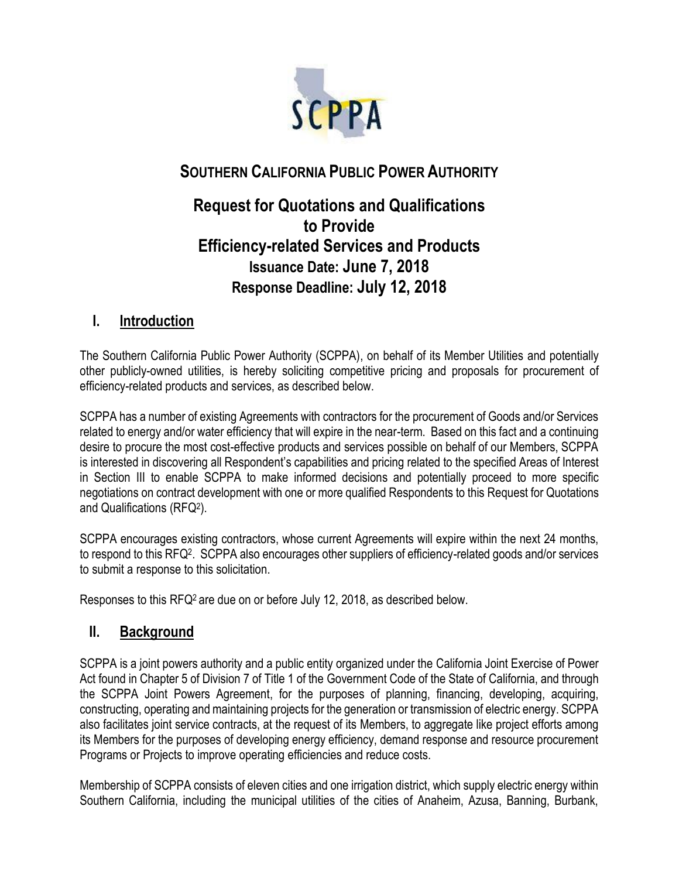# SOUTHERN CALIFORNIA PUBLIC POWER AUTHORITY

## Request for Quotations and Qualifications to Provide Efficiency-related Services and Products

**Issuance Date: June 7, 2018**

**Response Deadline: July 12, 2018**

## I. Introduction

The Southern California Public Power Authority (SCPPA), on behalf of its Member Utilities and potentially other publicly-owned utilities, is hereby soliciting competitive pricing and proposals for procurement of efficiency-related products and services, as described below.

SCPPA has a number of existing Agreements with contractors for the procurement of Goods and/or Services related to energy and/or water efficiency that will expire in the near-term. Based on this fact and a continuing desire to procure the most cost-effective products and services possible on behalf of our Members, SCPPA is interested in discovering all Respondent's capabilities and pricing related to the specified Areas of Interest in Section III to enable SCPPA to make informed decisions and potentially proceed to more specific negotiations on contract development with one or more qualified Respondents to this Request for Quotations and Qualifications (RFQ²).

SCPPA encourages existing contractors, whose current Agreements will expire within the next 24 months, to respond to this RFQ². SCPPA also encourages other suppliers of efficiency-related goods and/or services to submit a response to this solicitation.

Responses to this RFQ² are due on or before July 12, 2018, as described below.

## II. Background

SCPPA is a joint powers authority and a public entity organized under the California Joint Exercise of Power Act found in Chapter 5 of Division 7 of Title 1 of the Government Code of the State of California, and through the SCPPA Joint Powers Agreement, for the purposes of planning, financing, developing, acquiring, constructing, operating and maintaining projects for the generation or transmission of electric energy. SCPPA also facilitates joint service contracts, at the request of its Members, to aggregate like project efforts among its Members for the purposes of developing energy efficiency, demand response and resource procurement Programs or Projects to improve operating efficiencies and reduce costs.

Membership of SCPPA consists of eleven cities and one irrigation district, which supply electric energy within Southern California, including the municipal utilities of the cities of Anaheim, Azusa, Banning, Burbank,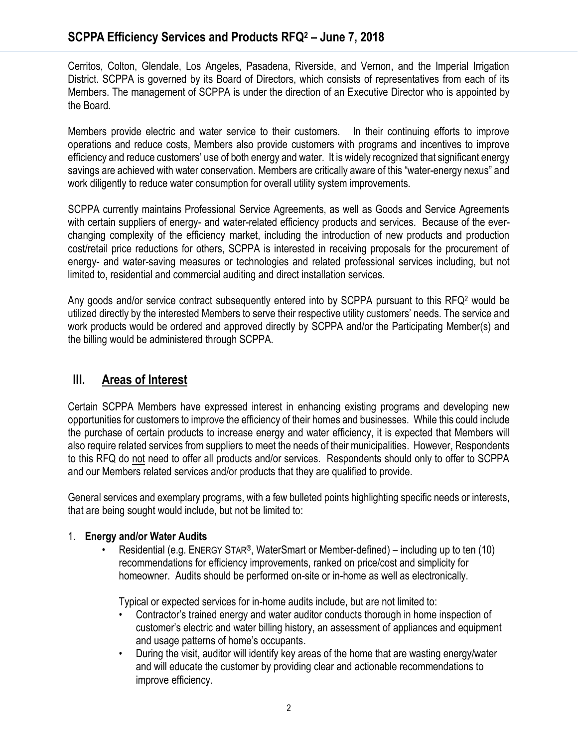Cerritos, Colton, Glendale, Los Angeles, Pasadena, Riverside, and Vernon, and the Imperial Irrigation District. SCPPA is governed by its Board of Directors, which consists of representatives from each of its Members. The management of SCPPA is under the direction of an Executive Director who is appointed by the Board.

Members provide electric and water service to their customers. In their continuing efforts to improve operations and reduce costs, Members also provide customers with programs and incentives to improve efficiency and reduce customers' use of both energy and water. It is widely recognized that significant energy savings are achieved with water conservation. Members are critically aware of this "water-energy nexus" and work diligently to reduce water consumption for overall utility system improvements.

SCPPA currently maintains Professional Service Agreements, as well as Goods and Service Agreements with certain suppliers of energy- and water-related efficiency products and services. Because of the ever-changing complexity of the efficiency market, including the introduction of new products and production cost/retail price reductions for others, SCPPA is interested in receiving proposals for the procurement of energy- and water-saving measures or technologies and related professional services including, but not limited to, residential and commercial auditing and direct installation services.

Any goods and/or service contract subsequently entered into by SCPPA pursuant to this RFQ² would be utilized directly by the interested Members to serve their respective utility customers' needs. The service and work products would be ordered and approved directly by SCPPA and/or the Participating Member(s) and the billing would be administered through SCPPA.

## III. Areas of Interest

Certain SCPPA Members have expressed interest in enhancing existing programs and developing new opportunities for customers to improve the efficiency of their homes and businesses. While this could include the purchase of certain products to increase energy and water efficiency, it is expected that Members will also require related services from suppliers to meet the needs of their municipalities. However, Respondents to this RFQ do not need to offer all products and/or services. Respondents should only to offer to SCPPA and our Members related services and/or products that they are qualified to provide.

General services and exemplary programs, with a few bulleted points highlighting specific needs or interests, that are being sought would include, but not be limited to:

1. **Energy and/or Water Audits**
   - Residential (e.g. ENERGY STAR®, WaterSmart or Member-defined) – including up to ten (10) recommendations for efficiency improvements, ranked on price/cost and simplicity for homeowner. Audits should be performed on-site or in-home as well as electronically.

     Typical or expected services for in-home audits include, but are not limited to:
     - Contractor's trained energy and water auditor conducts thorough in home inspection of customer's electric and water billing history, an assessment of appliances and equipment and usage patterns of home's occupants.
     - During the visit, auditor will identify key areas of the home that are wasting energy/water and will educate the customer by providing clear and actionable recommendations to improve efficiency.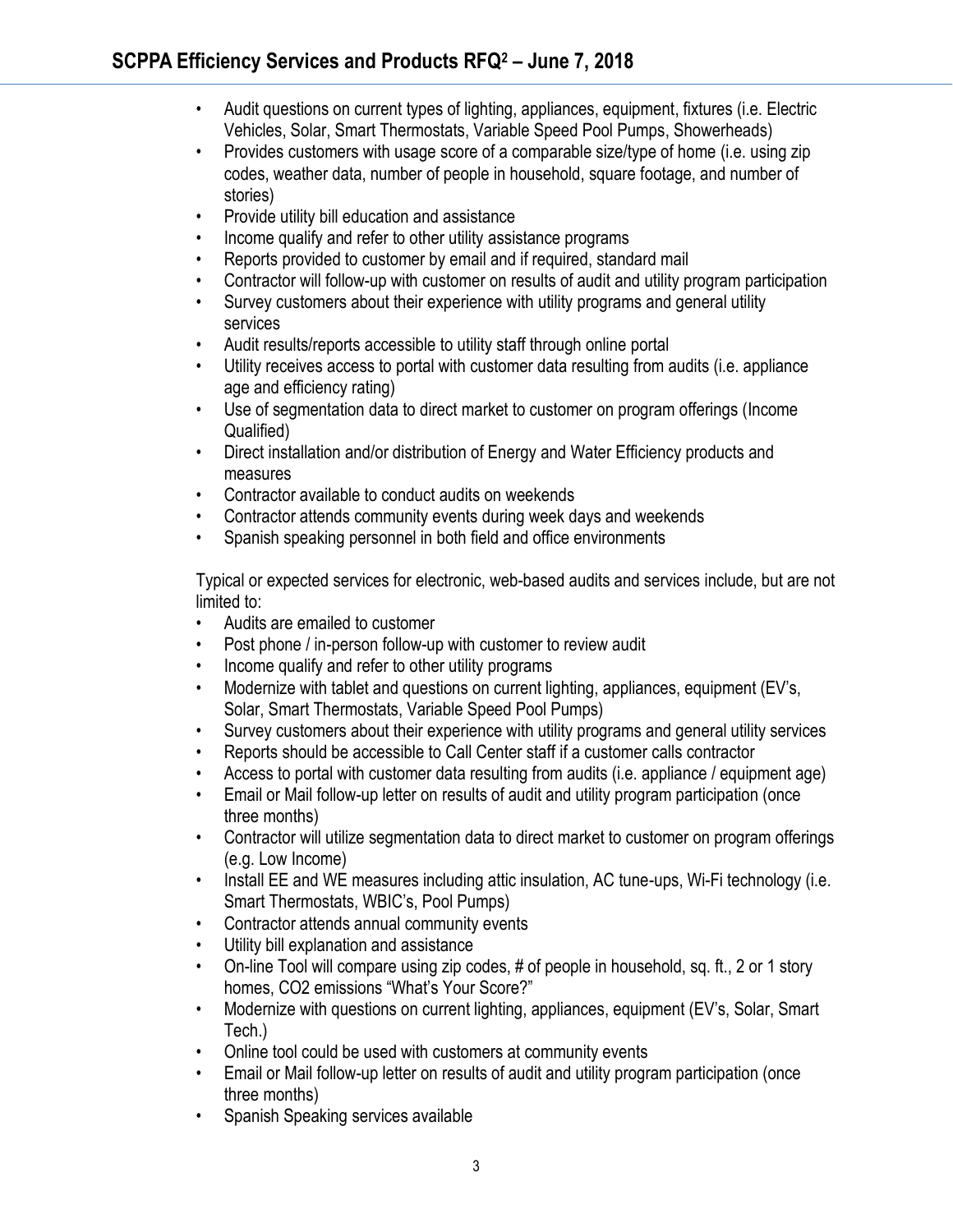- Audit questions on current types of lighting, appliances, equipment, fixtures (i.e. Electric Vehicles, Solar, Smart Thermostats, Variable Speed Pool Pumps, Showerheads)
- Provides customers with usage score of a comparable size/type of home (i.e. using zip codes, weather data, number of people in household, square footage, and number of stories)
- Provide utility bill education and assistance
- Income qualify and refer to other utility assistance programs
- Reports provided to customer by email and if required, standard mail
- Contractor will follow-up with customer on results of audit and utility program participation
- Survey customers about their experience with utility programs and general utility services
- Audit results/reports accessible to utility staff through online portal
- Utility receives access to portal with customer data resulting from audits (i.e. appliance age and efficiency rating)
- Use of segmentation data to direct market to customer on program offerings (Income Qualified)
- Direct installation and/or distribution of Energy and Water Efficiency products and measures
- Contractor available to conduct audits on weekends
- Contractor attends community events during week days and weekends
- Spanish speaking personnel in both field and office environments

Typical or expected services for electronic, web-based audits and services include, but are not limited to:

- Audits are emailed to customer
- Post phone / in-person follow-up with customer to review audit
- Income qualify and refer to other utility programs
- Modernize with tablet and questions on current lighting, appliances, equipment (EV's, Solar, Smart Thermostats, Variable Speed Pool Pumps)
- Survey customers about their experience with utility programs and general utility services
- Reports should be accessible to Call Center staff if a customer calls contractor
- Access to portal with customer data resulting from audits (i.e. appliance / equipment age)
- Email or Mail follow-up letter on results of audit and utility program participation (once three months)
- Contractor will utilize segmentation data to direct market to customer on program offerings (e.g. Low Income)
- Install EE and WE measures including attic insulation, AC tune-ups, Wi-Fi technology (i.e. Smart Thermostats, WBIC's, Pool Pumps)
- Contractor attends annual community events
- Utility bill explanation and assistance
- On-line Tool will compare using zip codes, # of people in household, sq. ft., 2 or 1 story homes, CO2 emissions "What's Your Score?"
- Modernize with questions on current lighting, appliances, equipment (EV's, Solar, Smart Tech.)
- Online tool could be used with customers at community events
- Email or Mail follow-up letter on results of audit and utility program participation (once three months)
- Spanish Speaking services available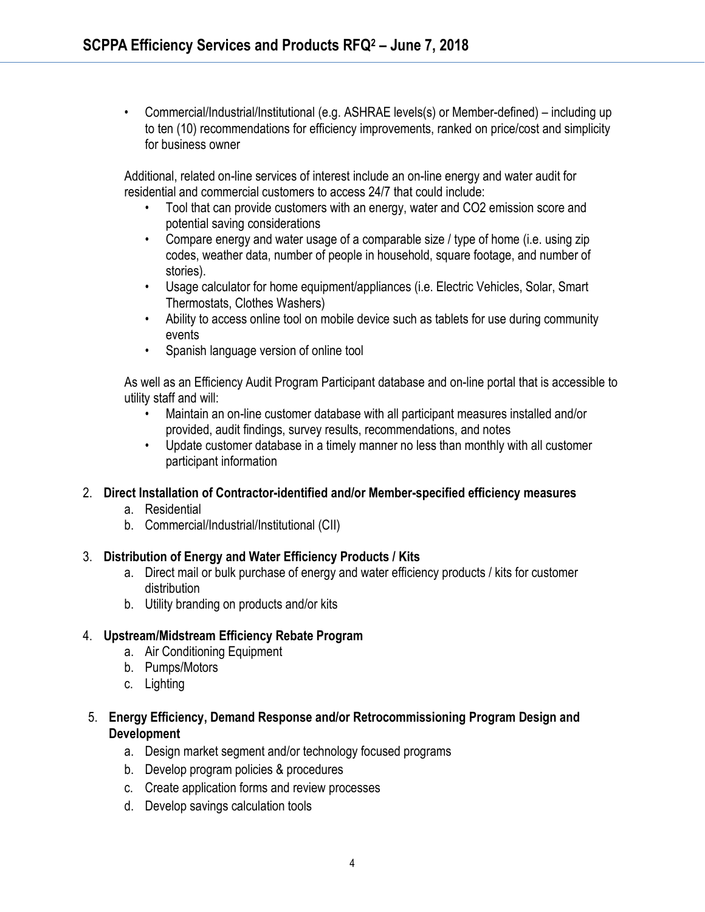- Commercial/Industrial/Institutional (e.g. ASHRAE levels(s) or Member-defined) – including up to ten (10) recommendations for efficiency improvements, ranked on price/cost and simplicity for business owner

Additional, related on-line services of interest include an on-line energy and water audit for residential and commercial customers to access 24/7 that could include:

- Tool that can provide customers with an energy, water and $CO_2$ emission score and potential saving considerations
- Compare energy and water usage of a comparable size / type of home (i.e. using zip codes, weather data, number of people in household, square footage, and number of stories).
- Usage calculator for home equipment/appliances (i.e. Electric Vehicles, Solar, Smart Thermostats, Clothes Washers)
- Ability to access online tool on mobile device such as tablets for use during community events
- Spanish language version of online tool

As well as an Efficiency Audit Program Participant database and on-line portal that is accessible to utility staff and will:

- Maintain an on-line customer database with all participant measures installed and/or provided, audit findings, survey results, recommendations, and notes
- Update customer database in a timely manner no less than monthly with all customer participant information

2. **Direct Installation of Contractor-identified and/or Member-specified efficiency measures**
   a. Residential
   b. Commercial/Industrial/Institutional (CII)

3. **Distribution of Energy and Water Efficiency Products / Kits**
   a. Direct mail or bulk purchase of energy and water efficiency products / kits for customer distribution
   b. Utility branding on products and/or kits

4. **Upstream/Midstream Efficiency Rebate Program**
   a. Air Conditioning Equipment
   b. Pumps/Motors
   c. Lighting

5. **Energy Efficiency, Demand Response and/or Retrocommissioning Program Design and Development**
   a. Design market segment and/or technology focused programs
   b. Develop program policies & procedures
   c. Create application forms and review processes
   d. Develop savings calculation tools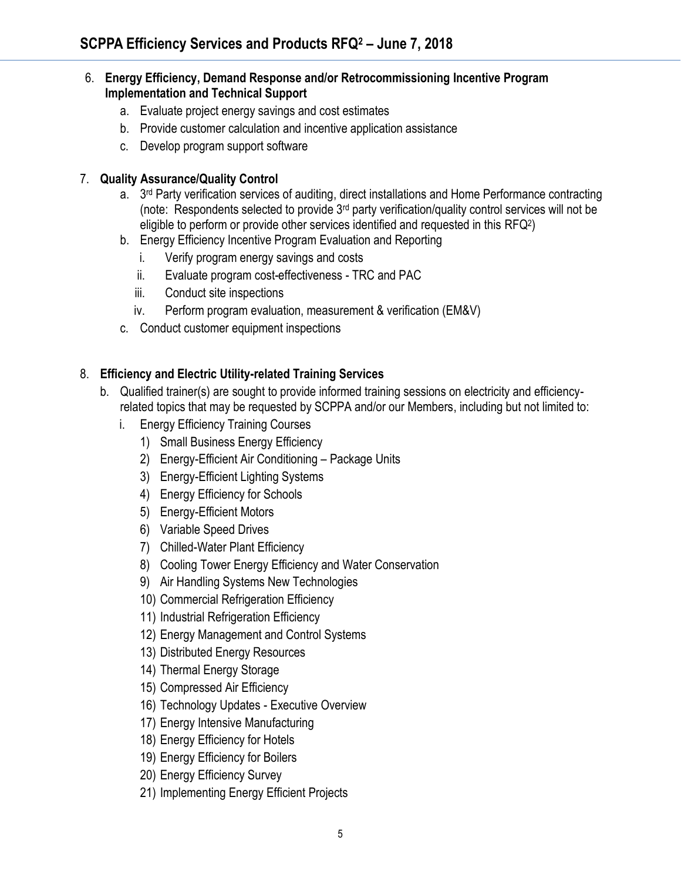6. **Energy Efficiency, Demand Response and/or Retrocommissioning Incentive Program Implementation and Technical Support**
   a. Evaluate project energy savings and cost estimates
   b. Provide customer calculation and incentive application assistance
   c. Develop program support software

7. **Quality Assurance/Quality Control**
   a. 3rd Party verification services of auditing, direct installations and Home Performance contracting (note: Respondents selected to provide 3rd party verification/quality control services will not be eligible to perform or provide other services identified and requested in this RFQ2)
   b. Energy Efficiency Incentive Program Evaluation and Reporting
      i. Verify program energy savings and costs
      ii. Evaluate program cost-effectiveness - TRC and PAC
      iii. Conduct site inspections
      iv. Perform program evaluation, measurement & verification (EM&V)
   c. Conduct customer equipment inspections

8. **Efficiency and Electric Utility-related Training Services**
   b. Qualified trainer(s) are sought to provide informed training sessions on electricity and efficiency-related topics that may be requested by SCPPA and/or our Members, including but not limited to:
      i. Energy Efficiency Training Courses
         1) Small Business Energy Efficiency
         2) Energy-Efficient Air Conditioning – Package Units
         3) Energy-Efficient Lighting Systems
         4) Energy Efficiency for Schools
         5) Energy-Efficient Motors
         6) Variable Speed Drives
         7) Chilled-Water Plant Efficiency
         8) Cooling Tower Energy Efficiency and Water Conservation
         9) Air Handling Systems New Technologies
         10) Commercial Refrigeration Efficiency
         11) Industrial Refrigeration Efficiency
         12) Energy Management and Control Systems
         13) Distributed Energy Resources
         14) Thermal Energy Storage
         15) Compressed Air Efficiency
         16) Technology Updates - Executive Overview
         17) Energy Intensive Manufacturing
         18) Energy Efficiency for Hotels
         19) Energy Efficiency for Boilers
         20) Energy Efficiency Survey
         21) Implementing Energy Efficient Projects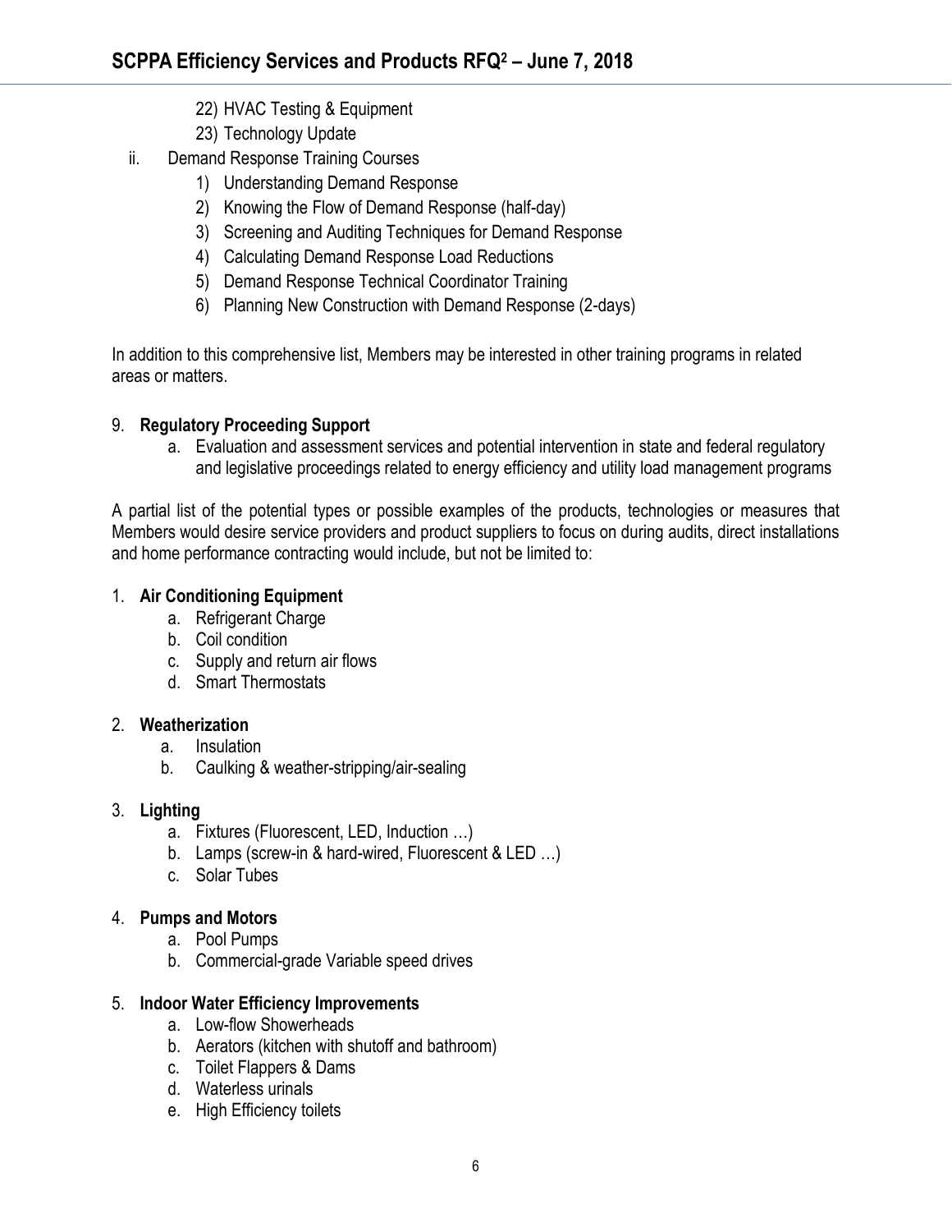22) HVAC Testing & Equipment
23) Technology Update

ii. Demand Response Training Courses
1) Understanding Demand Response
2) Knowing the Flow of Demand Response (half-day)
3) Screening and Auditing Techniques for Demand Response
4) Calculating Demand Response Load Reductions
5) Demand Response Technical Coordinator Training
6) Planning New Construction with Demand Response (2-days)

In addition to this comprehensive list, Members may be interested in other training programs in related areas or matters.

9. **Regulatory Proceeding Support**
   a. Evaluation and assessment services and potential intervention in state and federal regulatory and legislative proceedings related to energy efficiency and utility load management programs

A partial list of the potential types or possible examples of the products, technologies or measures that Members would desire service providers and product suppliers to focus on during audits, direct installations and home performance contracting would include, but not be limited to:

1. **Air Conditioning Equipment**
   a. Refrigerant Charge
   b. Coil condition
   c. Supply and return air flows
   d. Smart Thermostats

2. **Weatherization**
   a. Insulation
   b. Caulking & weather-stripping/air-sealing

3. **Lighting**
   a. Fixtures (Fluorescent, LED, Induction …)
   b. Lamps (screw-in & hard-wired, Fluorescent & LED …)
   c. Solar Tubes

4. **Pumps and Motors**
   a. Pool Pumps
   b. Commercial-grade Variable speed drives

5. **Indoor Water Efficiency Improvements**
   a. Low-flow Showerheads
   b. Aerators (kitchen with shutoff and bathroom)
   c. Toilet Flappers & Dams
   d. Waterless urinals
   e. High Efficiency toilets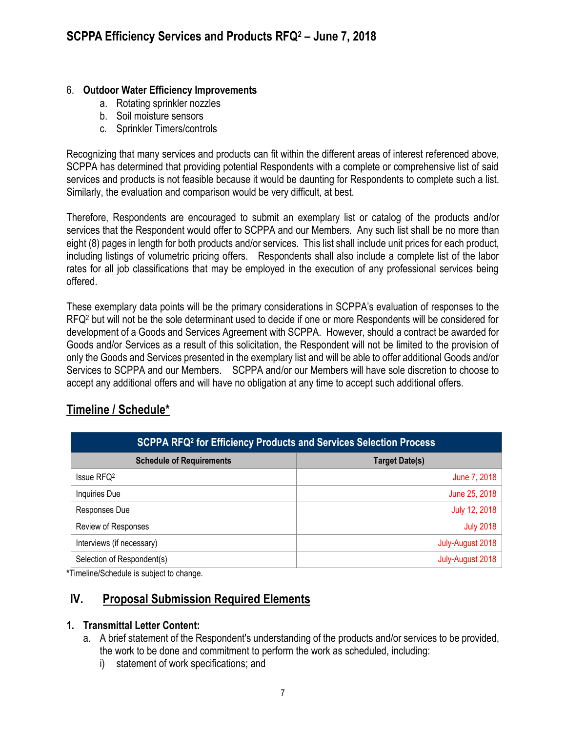6. **Outdoor Water Efficiency Improvements**
    a. Rotating sprinkler nozzles
    b. Soil moisture sensors
    c. Sprinkler Timers/controls

Recognizing that many services and products can fit within the different areas of interest referenced above, SCPPA has determined that providing potential Respondents with a complete or comprehensive list of said services and products is not feasible because it would be daunting for Respondents to complete such a list. Similarly, the evaluation and comparison would be very difficult, at best.

Therefore, Respondents are encouraged to submit an exemplary list or catalog of the products and/or services that the Respondent would offer to SCPPA and our Members. Any such list shall be no more than eight (8) pages in length for both products and/or services. This list shall include unit prices for each product, including listings of volumetric pricing offers. Respondents shall also include a complete list of the labor rates for all job classifications that may be employed in the execution of any professional services being offered.

These exemplary data points will be the primary considerations in SCPPA's evaluation of responses to the RFQ[2] but will not be the sole determinant used to decide if one or more Respondents will be considered for development of a Goods and Services Agreement with SCPPA. However, should a contract be awarded for Goods and/or Services as a result of this solicitation, the Respondent will not be limited to the provision of only the Goods and Services presented in the exemplary list and will be able to offer additional Goods and/or Services to SCPPA and our Members. SCPPA and/or our Members will have sole discretion to choose to accept any additional offers and will have no obligation at any time to accept such additional offers.

## Timeline / Schedule*

| SCPPA RFQ[2] for Efficiency Products and Services Selection Process | |
|---|---|
| **Schedule of Requirements** | **Target Date(s)** |
| Issue RFQ[2] | June 7, 2018 |
| Inquiries Due | June 25, 2018 |
| Responses Due | July 12, 2018 |
| Review of Responses | July 2018 |
| Interviews (if necessary) | July-August 2018 |
| Selection of Respondent(s) | July-August 2018 |

*Timeline/Schedule is subject to change.

## IV. Proposal Submission Required Elements

**1. Transmittal Letter Content:**

a. A brief statement of the Respondent's understanding of the products and/or services to be provided, the work to be done and commitment to perform the work as scheduled, including:

i) statement of work specifications; and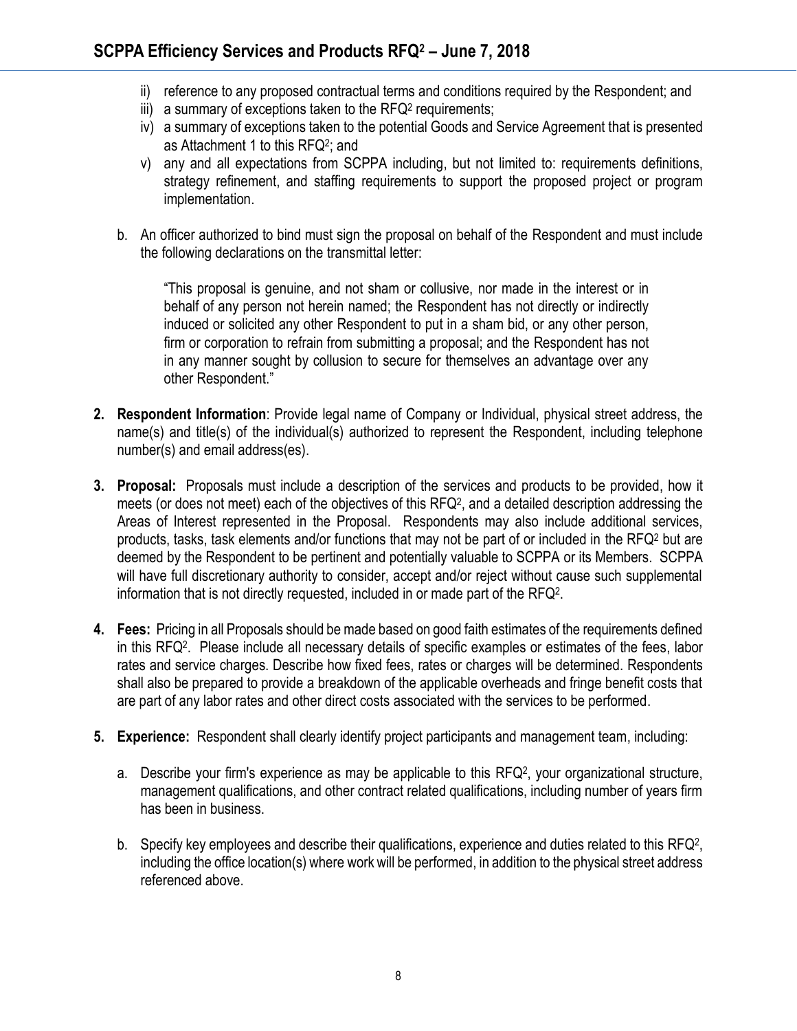ii) reference to any proposed contractual terms and conditions required by the Respondent; and
iii) a summary of exceptions taken to the RFQ² requirements;
iv) a summary of exceptions taken to the potential Goods and Service Agreement that is presented as Attachment 1 to this RFQ²; and
v) any and all expectations from SCPPA including, but not limited to: requirements definitions, strategy refinement, and staffing requirements to support the proposed project or program implementation.

b. An officer authorized to bind must sign the proposal on behalf of the Respondent and must include the following declarations on the transmittal letter:

> "This proposal is genuine, and not sham or collusive, nor made in the interest or in behalf of any person not herein named; the Respondent has not directly or indirectly induced or solicited any other Respondent to put in a sham bid, or any other person, firm or corporation to refrain from submitting a proposal; and the Respondent has not in any manner sought by collusion to secure for themselves an advantage over any other Respondent."

2. **Respondent Information**: Provide legal name of Company or Individual, physical street address, the name(s) and title(s) of the individual(s) authorized to represent the Respondent, including telephone number(s) and email address(es).

3. **Proposal:** Proposals must include a description of the services and products to be provided, how it meets (or does not meet) each of the objectives of this RFQ², and a detailed description addressing the Areas of Interest represented in the Proposal. Respondents may also include additional services, products, tasks, task elements and/or functions that may not be part of or included in the RFQ² but are deemed by the Respondent to be pertinent and potentially valuable to SCPPA or its Members. SCPPA will have full discretionary authority to consider, accept and/or reject without cause such supplemental information that is not directly requested, included in or made part of the RFQ².

4. **Fees:** Pricing in all Proposals should be made based on good faith estimates of the requirements defined in this RFQ². Please include all necessary details of specific examples or estimates of the fees, labor rates and service charges. Describe how fixed fees, rates or charges will be determined. Respondents shall also be prepared to provide a breakdown of the applicable overheads and fringe benefit costs that are part of any labor rates and other direct costs associated with the services to be performed.

5. **Experience:** Respondent shall clearly identify project participants and management team, including:

   a. Describe your firm's experience as may be applicable to this RFQ², your organizational structure, management qualifications, and other contract related qualifications, including number of years firm has been in business.

   b. Specify key employees and describe their qualifications, experience and duties related to this RFQ², including the office location(s) where work will be performed, in addition to the physical street address referenced above.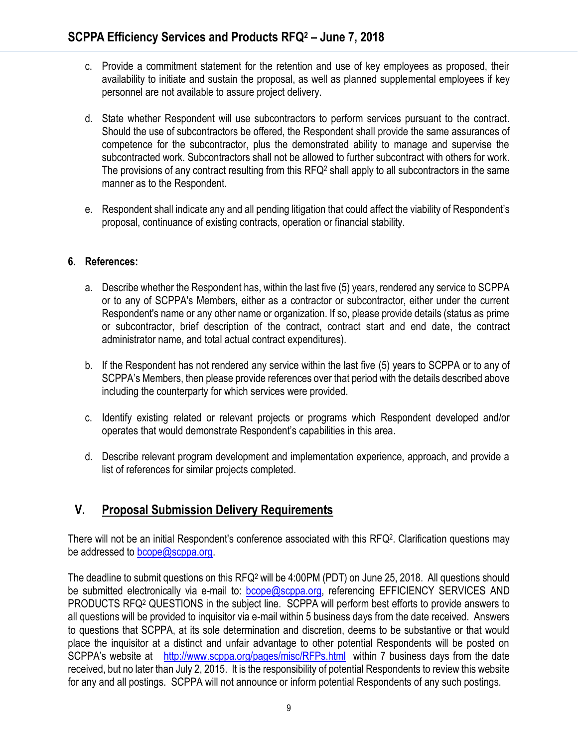c. Provide a commitment statement for the retention and use of key employees as proposed, their availability to initiate and sustain the proposal, as well as planned supplemental employees if key personnel are not available to assure project delivery.

d. State whether Respondent will use subcontractors to perform services pursuant to the contract. Should the use of subcontractors be offered, the Respondent shall provide the same assurances of competence for the subcontractor, plus the demonstrated ability to manage and supervise the subcontracted work. Subcontractors shall not be allowed to further subcontract with others for work. The provisions of any contract resulting from this RFQ[2] shall apply to all subcontractors in the same manner as to the Respondent.

e. Respondent shall indicate any and all pending litigation that could affect the viability of Respondent's proposal, continuance of existing contracts, operation or financial stability.

**6. References:**

a. Describe whether the Respondent has, within the last five (5) years, rendered any service to SCPPA or to any of SCPPA's Members, either as a contractor or subcontractor, either under the current Respondent's name or any other name or organization. If so, please provide details (status as prime or subcontractor, brief description of the contract, contract start and end date, the contract administrator name, and total actual contract expenditures).

b. If the Respondent has not rendered any service within the last five (5) years to SCPPA or to any of SCPPA's Members, then please provide references over that period with the details described above including the counterparty for which services were provided.

c. Identify existing related or relevant projects or programs which Respondent developed and/or operates that would demonstrate Respondent's capabilities in this area.

d. Describe relevant program development and implementation experience, approach, and provide a list of references for similar projects completed.

## V. Proposal Submission Delivery Requirements

There will not be an initial Respondent's conference associated with this RFQ[2]. Clarification questions may be addressed to bcope@scppa.org.

The deadline to submit questions on this RFQ[2] will be 4:00PM (PDT) on June 25, 2018. All questions should be submitted electronically via e-mail to: bcope@scppa.org, referencing EFFICIENCY SERVICES AND PRODUCTS RFQ[2] QUESTIONS in the subject line. SCPPA will perform best efforts to provide answers to all questions will be provided to inquisitor via e-mail within 5 business days from the date received. Answers to questions that SCPPA, at its sole determination and discretion, deems to be substantive or that would place the inquisitor at a distinct and unfair advantage to other potential Respondents will be posted on SCPPA's website at http://www.scppa.org/pages/misc/RFPs.html within 7 business days from the date received, but no later than July 2, 2015. It is the responsibility of potential Respondents to review this website for any and all postings. SCPPA will not announce or inform potential Respondents of any such postings.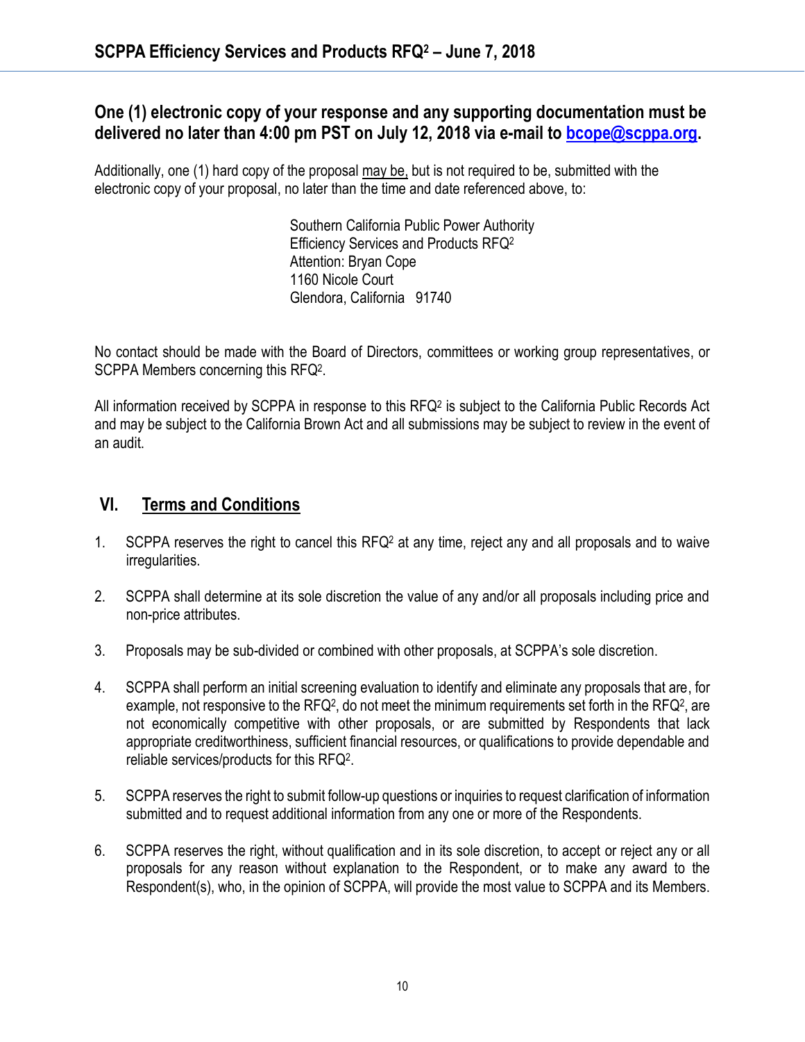**One (1) electronic copy of your response and any supporting documentation must be delivered no later than 4:00 pm PST on July 12, 2018 via e-mail to bcope@scppa.org.**

Additionally, one (1) hard copy of the proposal may be, but is not required to be, submitted with the electronic copy of your proposal, no later than the time and date referenced above, to:

Southern California Public Power Authority
Efficiency Services and Products RFQ$^2$
Attention: Bryan Cope
1160 Nicole Court
Glendora, California 91740

No contact should be made with the Board of Directors, committees or working group representatives, or SCPPA Members concerning this RFQ$^2$.

All information received by SCPPA in response to this RFQ$^2$ is subject to the California Public Records Act and may be subject to the California Brown Act and all submissions may be subject to review in the event of an audit.

## VI. Terms and Conditions

1. SCPPA reserves the right to cancel this RFQ$^2$ at any time, reject any and all proposals and to waive irregularities.

2. SCPPA shall determine at its sole discretion the value of any and/or all proposals including price and non-price attributes.

3. Proposals may be sub-divided or combined with other proposals, at SCPPA's sole discretion.

4. SCPPA shall perform an initial screening evaluation to identify and eliminate any proposals that are, for example, not responsive to the RFQ$^2$, do not meet the minimum requirements set forth in the RFQ$^2$, are not economically competitive with other proposals, or are submitted by Respondents that lack appropriate creditworthiness, sufficient financial resources, or qualifications to provide dependable and reliable services/products for this RFQ$^2$.

5. SCPPA reserves the right to submit follow-up questions or inquiries to request clarification of information submitted and to request additional information from any one or more of the Respondents.

6. SCPPA reserves the right, without qualification and in its sole discretion, to accept or reject any or all proposals for any reason without explanation to the Respondent, or to make any award to the Respondent(s), who, in the opinion of SCPPA, will provide the most value to SCPPA and its Members.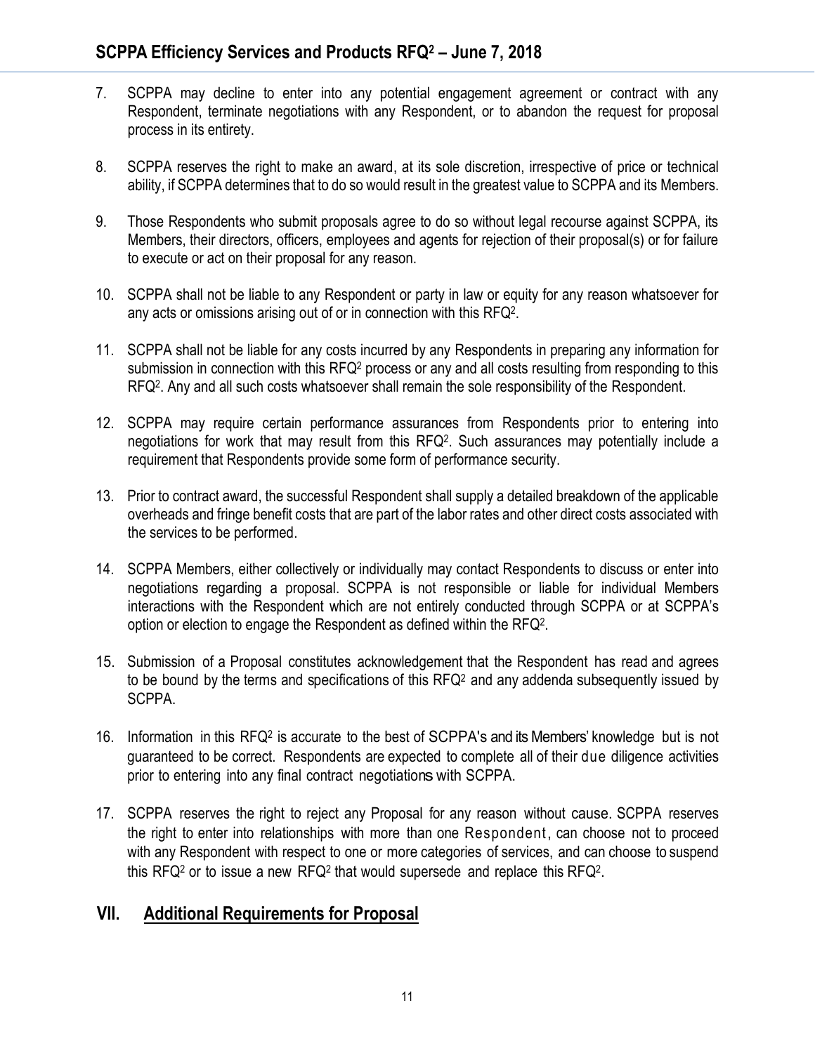7. SCPPA may decline to enter into any potential engagement agreement or contract with any Respondent, terminate negotiations with any Respondent, or to abandon the request for proposal process in its entirety.

8. SCPPA reserves the right to make an award, at its sole discretion, irrespective of price or technical ability, if SCPPA determines that to do so would result in the greatest value to SCPPA and its Members.

9. Those Respondents who submit proposals agree to do so without legal recourse against SCPPA, its Members, their directors, officers, employees and agents for rejection of their proposal(s) or for failure to execute or act on their proposal for any reason.

10. SCPPA shall not be liable to any Respondent or party in law or equity for any reason whatsoever for any acts or omissions arising out of or in connection with this RFQ².

11. SCPPA shall not be liable for any costs incurred by any Respondents in preparing any information for submission in connection with this RFQ² process or any and all costs resulting from responding to this RFQ². Any and all such costs whatsoever shall remain the sole responsibility of the Respondent.

12. SCPPA may require certain performance assurances from Respondents prior to entering into negotiations for work that may result from this RFQ². Such assurances may potentially include a requirement that Respondents provide some form of performance security.

13. Prior to contract award, the successful Respondent shall supply a detailed breakdown of the applicable overheads and fringe benefit costs that are part of the labor rates and other direct costs associated with the services to be performed.

14. SCPPA Members, either collectively or individually may contact Respondents to discuss or enter into negotiations regarding a proposal. SCPPA is not responsible or liable for individual Members interactions with the Respondent which are not entirely conducted through SCPPA or at SCPPA's option or election to engage the Respondent as defined within the RFQ².

15. Submission of a Proposal constitutes acknowledgement that the Respondent has read and agrees to be bound by the terms and specifications of this RFQ² and any addenda subsequently issued by SCPPA.

16. Information in this RFQ² is accurate to the best of SCPPA's and its Members' knowledge but is not guaranteed to be correct. Respondents are expected to complete all of their due diligence activities prior to entering into any final contract negotiations with SCPPA.

17. SCPPA reserves the right to reject any Proposal for any reason without cause. SCPPA reserves the right to enter into relationships with more than one Respondent, can choose not to proceed with any Respondent with respect to one or more categories of services, and can choose to suspend this RFQ² or to issue a new RFQ² that would supersede and replace this RFQ².

## VII. Additional Requirements for Proposal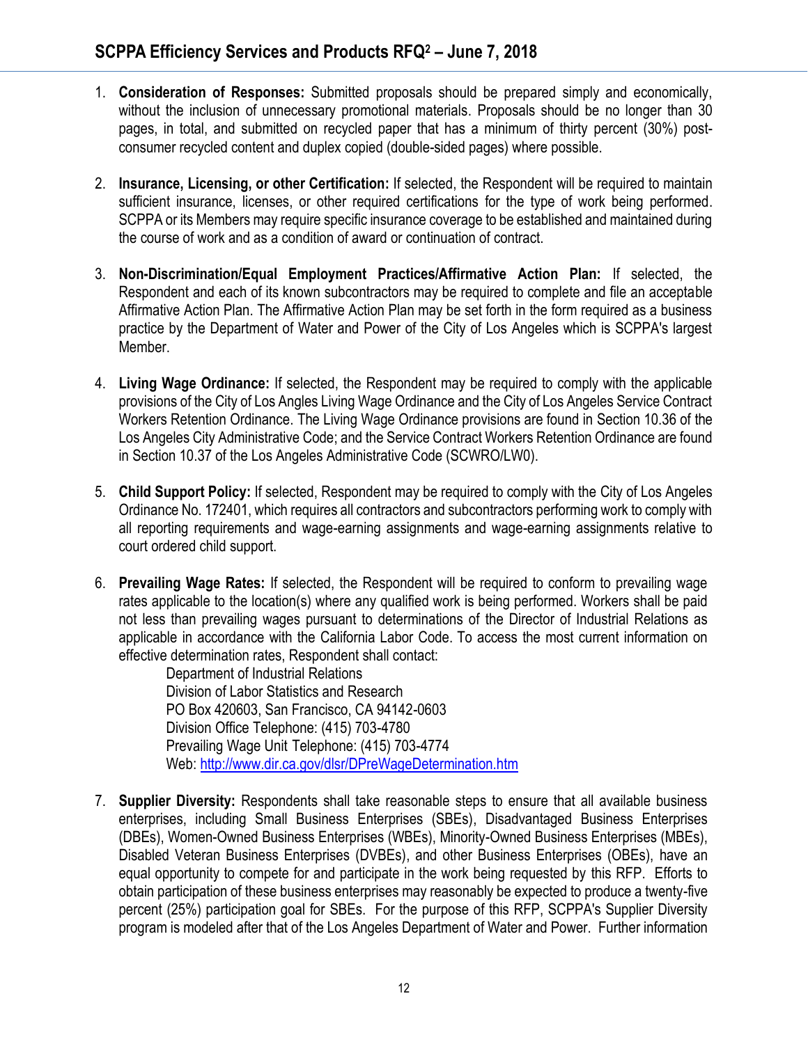1. **Consideration of Responses:** Submitted proposals should be prepared simply and economically, without the inclusion of unnecessary promotional materials. Proposals should be no longer than 30 pages, in total, and submitted on recycled paper that has a minimum of thirty percent (30%) post-consumer recycled content and duplex copied (double-sided pages) where possible.

2. **Insurance, Licensing, or other Certification:** If selected, the Respondent will be required to maintain sufficient insurance, licenses, or other required certifications for the type of work being performed. SCPPA or its Members may require specific insurance coverage to be established and maintained during the course of work and as a condition of award or continuation of contract.

3. **Non-Discrimination/Equal Employment Practices/Affirmative Action Plan:** If selected, the Respondent and each of its known subcontractors may be required to complete and file an acceptable Affirmative Action Plan. The Affirmative Action Plan may be set forth in the form required as a business practice by the Department of Water and Power of the City of Los Angeles which is SCPPA's largest Member.

4. **Living Wage Ordinance:** If selected, the Respondent may be required to comply with the applicable provisions of the City of Los Angles Living Wage Ordinance and the City of Los Angeles Service Contract Workers Retention Ordinance. The Living Wage Ordinance provisions are found in Section 10.36 of the Los Angeles City Administrative Code; and the Service Contract Workers Retention Ordinance are found in Section 10.37 of the Los Angeles Administrative Code (SCWRO/LW0).

5. **Child Support Policy:** If selected, Respondent may be required to comply with the City of Los Angeles Ordinance No. 172401, which requires all contractors and subcontractors performing work to comply with all reporting requirements and wage-earning assignments and wage-earning assignments relative to court ordered child support.

6. **Prevailing Wage Rates:** If selected, the Respondent will be required to conform to prevailing wage rates applicable to the location(s) where any qualified work is being performed. Workers shall be paid not less than prevailing wages pursuant to determinations of the Director of Industrial Relations as applicable in accordance with the California Labor Code. To access the most current information on effective determination rates, Respondent shall contact:

   Department of Industrial Relations
   Division of Labor Statistics and Research
   PO Box 420603, San Francisco, CA 94142-0603
   Division Office Telephone: (415) 703-4780
   Prevailing Wage Unit Telephone: (415) 703-4774
   Web: http://www.dir.ca.gov/dlsr/DPreWageDetermination.htm

7. **Supplier Diversity:** Respondents shall take reasonable steps to ensure that all available business enterprises, including Small Business Enterprises (SBEs), Disadvantaged Business Enterprises (DBEs), Women-Owned Business Enterprises (WBEs), Minority-Owned Business Enterprises (MBEs), Disabled Veteran Business Enterprises (DVBEs), and other Business Enterprises (OBEs), have an equal opportunity to compete for and participate in the work being requested by this RFP. Efforts to obtain participation of these business enterprises may reasonably be expected to produce a twenty-five percent (25%) participation goal for SBEs. For the purpose of this RFP, SCPPA's Supplier Diversity program is modeled after that of the Los Angeles Department of Water and Power. Further information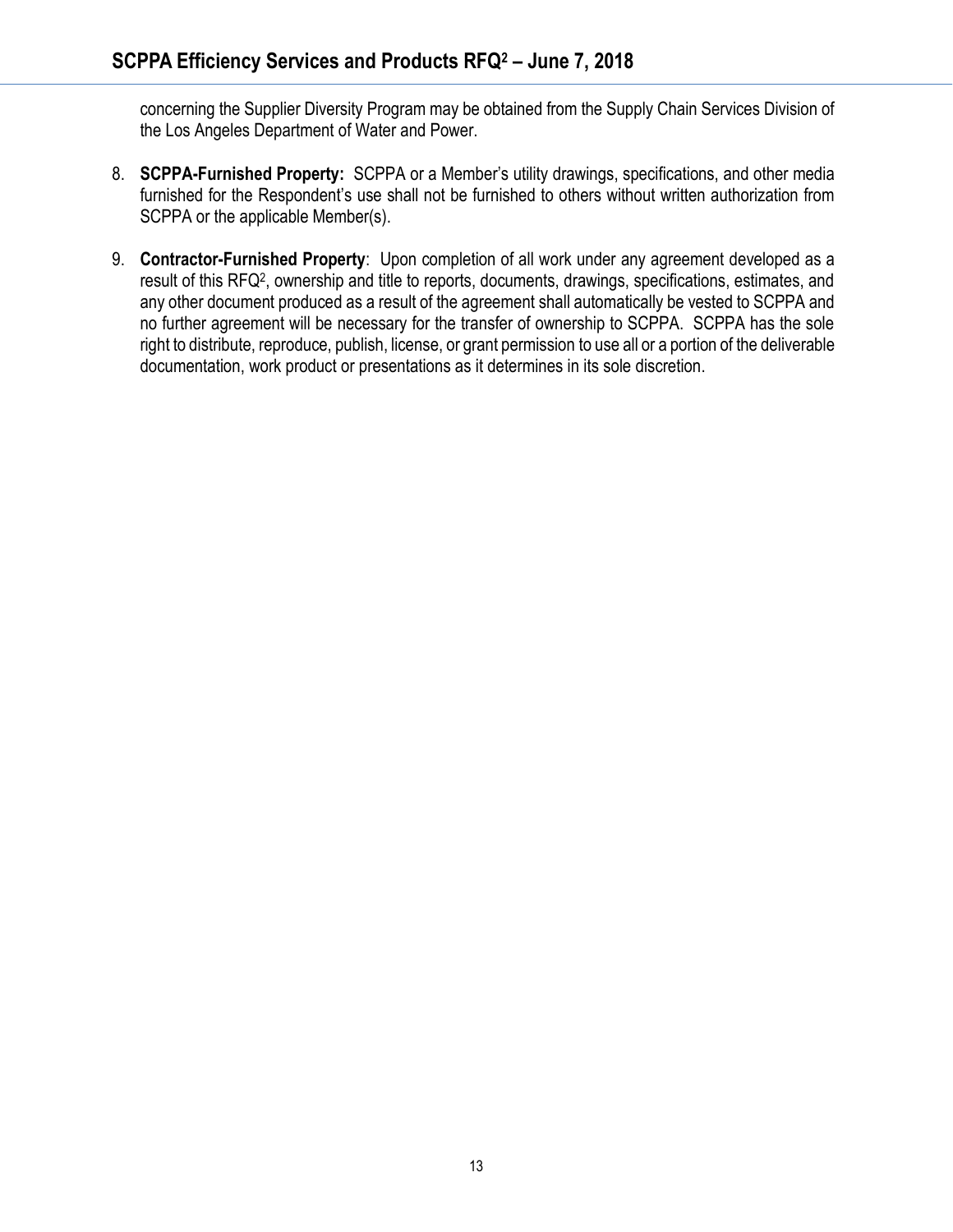concerning the Supplier Diversity Program may be obtained from the Supply Chain Services Division of the Los Angeles Department of Water and Power.

8. **SCPPA-Furnished Property:** SCPPA or a Member's utility drawings, specifications, and other media furnished for the Respondent's use shall not be furnished to others without written authorization from SCPPA or the applicable Member(s).

9. **Contractor-Furnished Property**: Upon completion of all work under any agreement developed as a result of this RFQ², ownership and title to reports, documents, drawings, specifications, estimates, and any other document produced as a result of the agreement shall automatically be vested to SCPPA and no further agreement will be necessary for the transfer of ownership to SCPPA. SCPPA has the sole right to distribute, reproduce, publish, license, or grant permission to use all or a portion of the deliverable documentation, work product or presentations as it determines in its sole discretion.